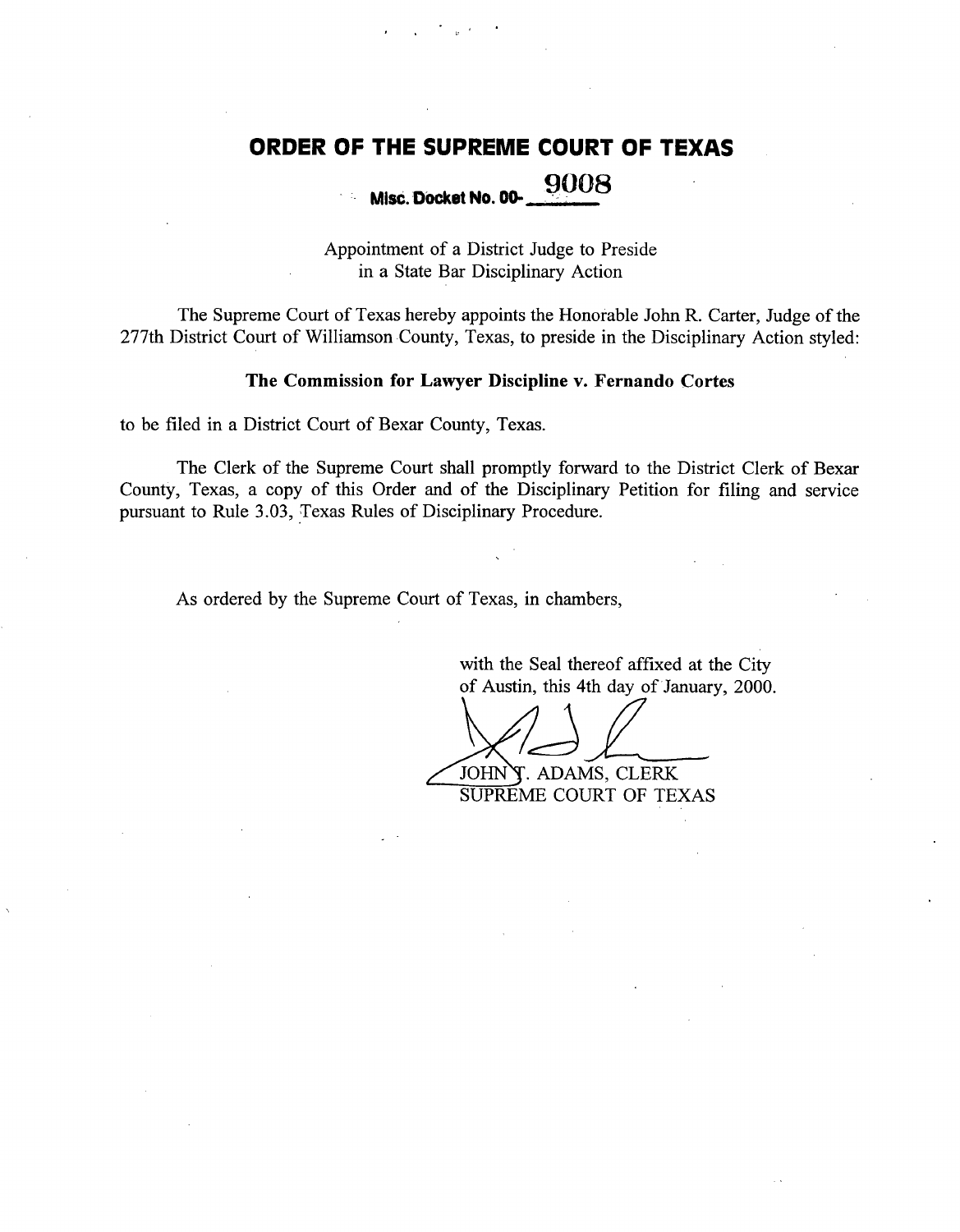# ORDER OF THE SUPREME COURT OF TEXAS

**Misc. Docket No. 00-9008**

Appointment of a District Judge to Preside
in a State Bar Disciplinary Action

The Supreme Court of Texas hereby appoints the Honorable John R. Carter, Judge of the 277th District Court of Williamson County, Texas, to preside in the Disciplinary Action styled:

**The Commission for Lawyer Discipline v. Fernando Cortes**

to be filed in a District Court of Bexar County, Texas.

The Clerk of the Supreme Court shall promptly forward to the District Clerk of Bexar County, Texas, a copy of this Order and of the Disciplinary Petition for filing and service pursuant to Rule 3.03, Texas Rules of Disciplinary Procedure.

As ordered by the Supreme Court of Texas, in chambers,

with the Seal thereof affixed at the City of Austin, this 4th day of January, 2000.

JOHN T. ADAMS, CLERK
SUPREME COURT OF TEXAS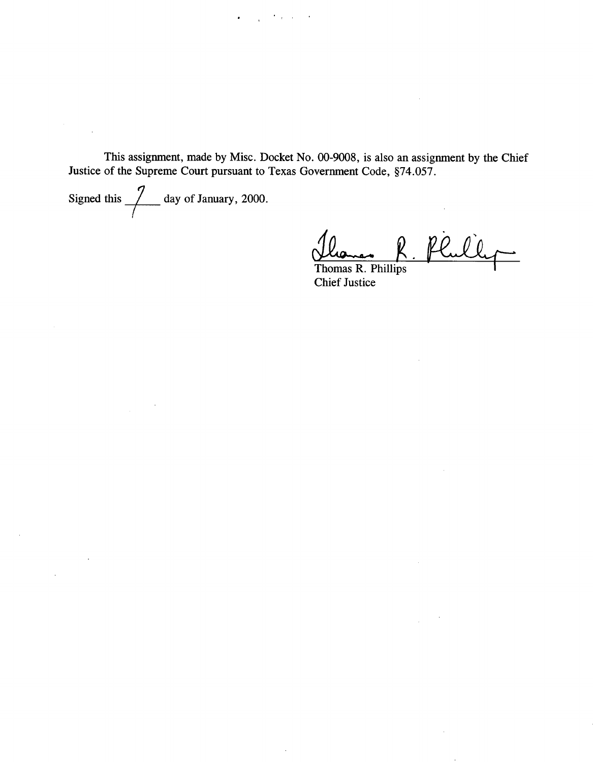This assignment, made by Misc. Docket No. 00-9008, is also an assignment by the Chief Justice of the Supreme Court pursuant to Texas Government Code, §74.057.

Signed this 7 day of January, 2000.

Thomas R. Phillips
Chief Justice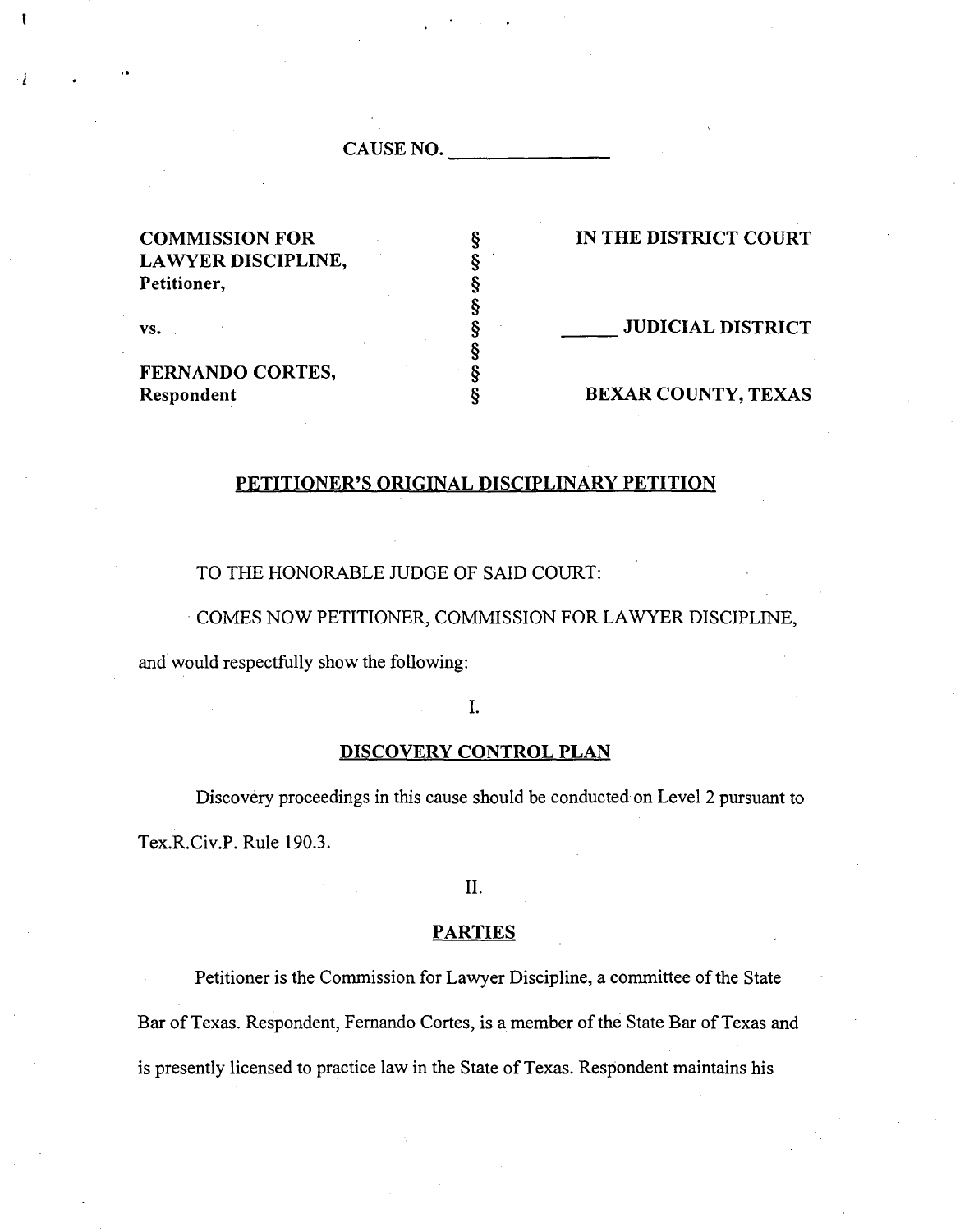CAUSE NO. ______________

| | | |
|---|---|---|
| **COMMISSION FOR LAWYER DISCIPLINE, Petitioner,** | § | **IN THE DISTRICT COURT** |
| | § | |
| | § | |
| **vs.** | § | **_____ JUDICIAL DISTRICT** |
| | § | |
| **FERNANDO CORTES, Respondent** | § | **BEXAR COUNTY, TEXAS** |
| | § | |

## PETITIONER'S ORIGINAL DISCIPLINARY PETITION

TO THE HONORABLE JUDGE OF SAID COURT:

COMES NOW PETITIONER, COMMISSION FOR LAWYER DISCIPLINE, and would respectfully show the following:

I.

### DISCOVERY CONTROL PLAN

Discovery proceedings in this cause should be conducted on Level 2 pursuant to Tex.R.Civ.P. Rule 190.3.

II.

### PARTIES

Petitioner is the Commission for Lawyer Discipline, a committee of the State Bar of Texas. Respondent, Fernando Cortes, is a member of the State Bar of Texas and is presently licensed to practice law in the State of Texas. Respondent maintains his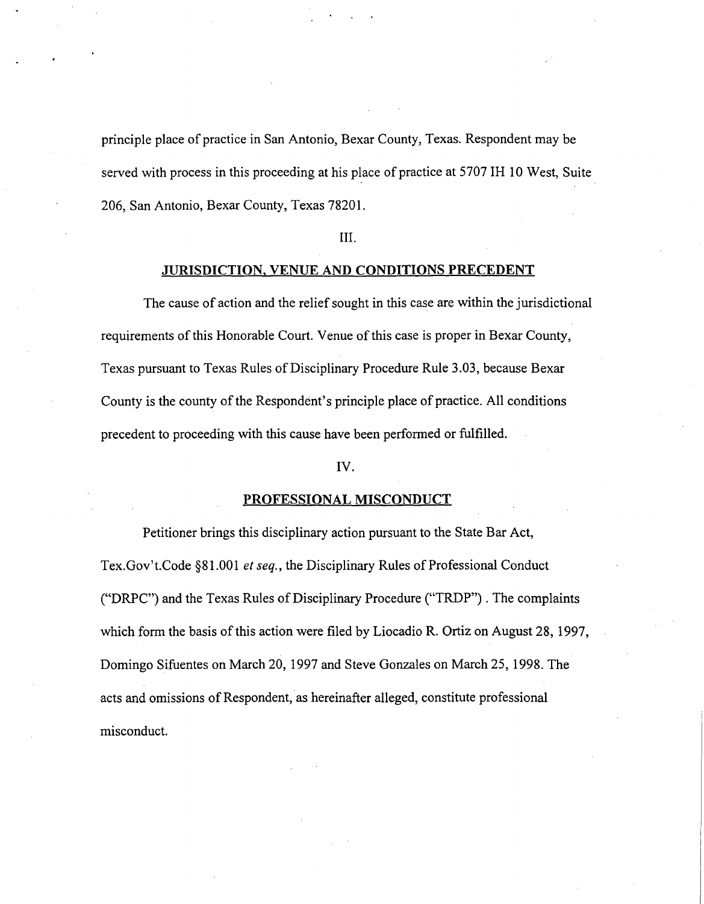principle place of practice in San Antonio, Bexar County, Texas. Respondent may be served with process in this proceeding at his place of practice at 5707 IH 10 West, Suite 206, San Antonio, Bexar County, Texas 78201.

III.

## JURISDICTION, VENUE AND CONDITIONS PRECEDENT

The cause of action and the relief sought in this case are within the jurisdictional requirements of this Honorable Court. Venue of this case is proper in Bexar County, Texas pursuant to Texas Rules of Disciplinary Procedure Rule 3.03, because Bexar County is the county of the Respondent's principle place of practice. All conditions precedent to proceeding with this cause have been performed or fulfilled.

IV.

## PROFESSIONAL MISCONDUCT

Petitioner brings this disciplinary action pursuant to the State Bar Act, Tex.Gov't.Code §81.001 *et seq.*, the Disciplinary Rules of Professional Conduct ("DRPC") and the Texas Rules of Disciplinary Procedure ("TRDP") . The complaints which form the basis of this action were filed by Liocadio R. Ortiz on August 28, 1997, Domingo Sifuentes on March 20, 1997 and Steve Gonzales on March 25, 1998. The acts and omissions of Respondent, as hereinafter alleged, constitute professional misconduct.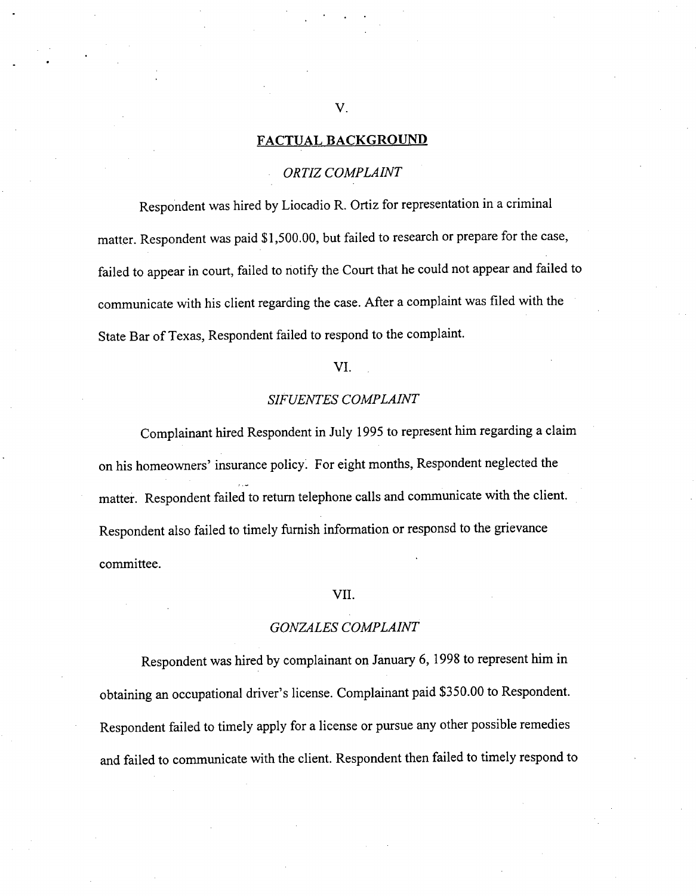V.

## FACTUAL BACKGROUND

### *ORTIZ COMPLAINT*

Respondent was hired by Liocadio R. Ortiz for representation in a criminal matter. Respondent was paid $1,500.00, but failed to research or prepare for the case, failed to appear in court, failed to notify the Court that he could not appear and failed to communicate with his client regarding the case. After a complaint was filed with the State Bar of Texas, Respondent failed to respond to the complaint.

VI.

### *SIFUENTES COMPLAINT*

Complainant hired Respondent in July 1995 to represent him regarding a claim on his homeowners' insurance policy. For eight months, Respondent neglected the matter. Respondent failed to return telephone calls and communicate with the client. Respondent also failed to timely furnish information or responsd to the grievance committee.

VII.

### *GONZALES COMPLAINT*

Respondent was hired by complainant on January 6, 1998 to represent him in obtaining an occupational driver's license. Complainant paid $350.00 to Respondent. Respondent failed to timely apply for a license or pursue any other possible remedies and failed to communicate with the client. Respondent then failed to timely respond to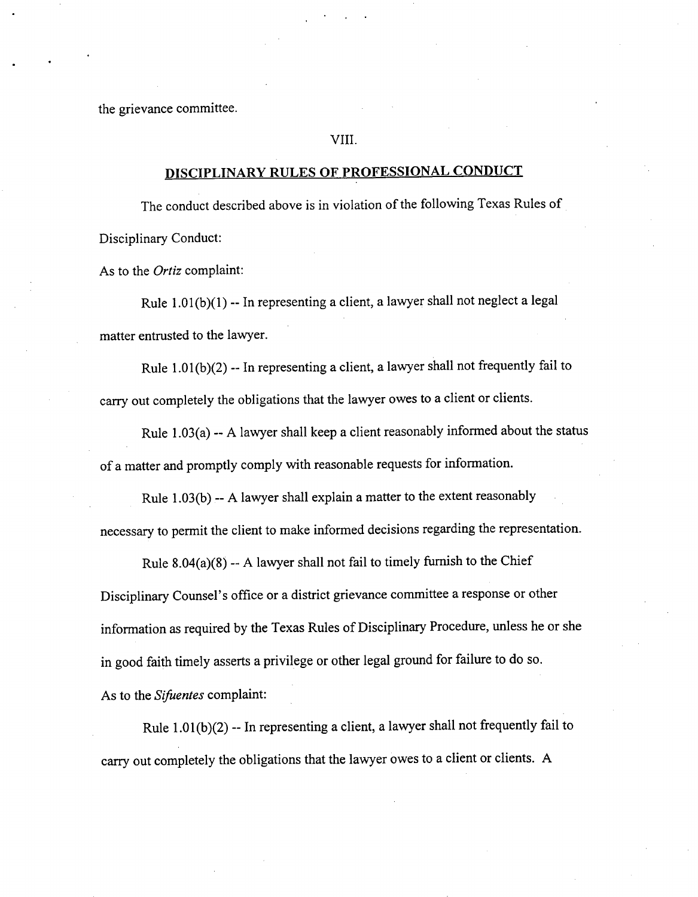the grievance committee.

VIII.

## DISCIPLINARY RULES OF PROFESSIONAL CONDUCT

The conduct described above is in violation of the following Texas Rules of Disciplinary Conduct:

As to the *Ortiz* complaint:

Rule 1.01(b)(1) -- In representing a client, a lawyer shall not neglect a legal matter entrusted to the lawyer.

Rule 1.01(b)(2) -- In representing a client, a lawyer shall not frequently fail to carry out completely the obligations that the lawyer owes to a client or clients.

Rule 1.03(a) -- A lawyer shall keep a client reasonably informed about the status of a matter and promptly comply with reasonable requests for information.

Rule 1.03(b) -- A lawyer shall explain a matter to the extent reasonably necessary to permit the client to make informed decisions regarding the representation.

Rule 8.04(a)(8) -- A lawyer shall not fail to timely furnish to the Chief Disciplinary Counsel's office or a district grievance committee a response or other information as required by the Texas Rules of Disciplinary Procedure, unless he or she in good faith timely asserts a privilege or other legal ground for failure to do so.

As to the *Sifuentes* complaint:

Rule 1.01(b)(2) -- In representing a client, a lawyer shall not frequently fail to carry out completely the obligations that the lawyer owes to a client or clients. A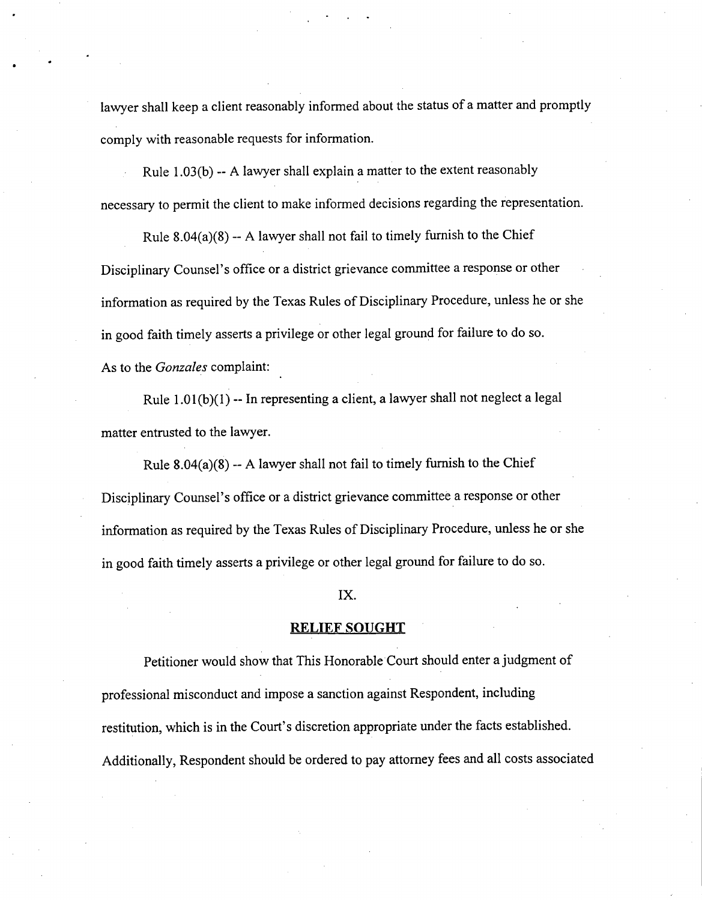lawyer shall keep a client reasonably informed about the status of a matter and promptly comply with reasonable requests for information.

Rule 1.03(b) -- A lawyer shall explain a matter to the extent reasonably necessary to permit the client to make informed decisions regarding the representation.

Rule 8.04(a)(8) -- A lawyer shall not fail to timely furnish to the Chief Disciplinary Counsel's office or a district grievance committee a response or other information as required by the Texas Rules of Disciplinary Procedure, unless he or she in good faith timely asserts a privilege or other legal ground for failure to do so.

As to the *Gonzales* complaint:

Rule 1.01(b)(1) -- In representing a client, a lawyer shall not neglect a legal matter entrusted to the lawyer.

Rule 8.04(a)(8) -- A lawyer shall not fail to timely furnish to the Chief Disciplinary Counsel's office or a district grievance committee a response or other information as required by the Texas Rules of Disciplinary Procedure, unless he or she in good faith timely asserts a privilege or other legal ground for failure to do so.

IX.

## RELIEF SOUGHT

Petitioner would show that This Honorable Court should enter a judgment of professional misconduct and impose a sanction against Respondent, including restitution, which is in the Court's discretion appropriate under the facts established. Additionally, Respondent should be ordered to pay attorney fees and all costs associated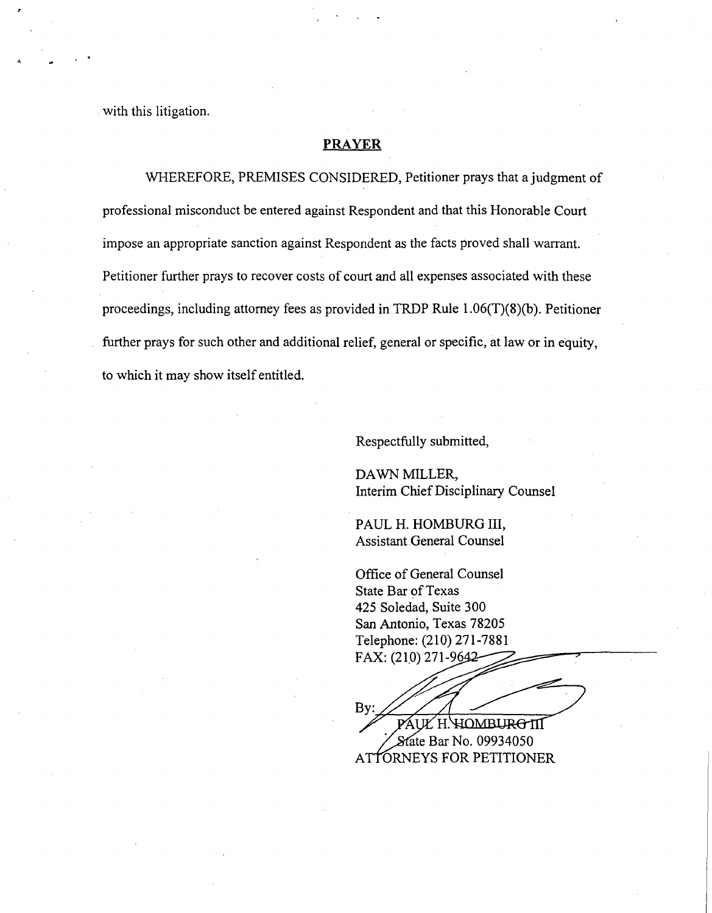with this litigation.

## PRAYER

WHEREFORE, PREMISES CONSIDERED, Petitioner prays that a judgment of professional misconduct be entered against Respondent and that this Honorable Court impose an appropriate sanction against Respondent as the facts proved shall warrant. Petitioner further prays to recover costs of court and all expenses associated with these proceedings, including attorney fees as provided in TRDP Rule 1.06(T)(8)(b). Petitioner further prays for such other and additional relief, general or specific, at law or in equity, to which it may show itself entitled.

Respectfully submitted,

DAWN MILLER,
Interim Chief Disciplinary Counsel

PAUL H. HOMBURG III,
Assistant General Counsel

Office of General Counsel
State Bar of Texas
425 Soledad, Suite 300
San Antonio, Texas 78205
Telephone: (210) 271-7881
FAX: (210) 271-9642

By: ______________________
PAUL H. HOMBURG III
State Bar No. 09934050
ATTORNEYS FOR PETITIONER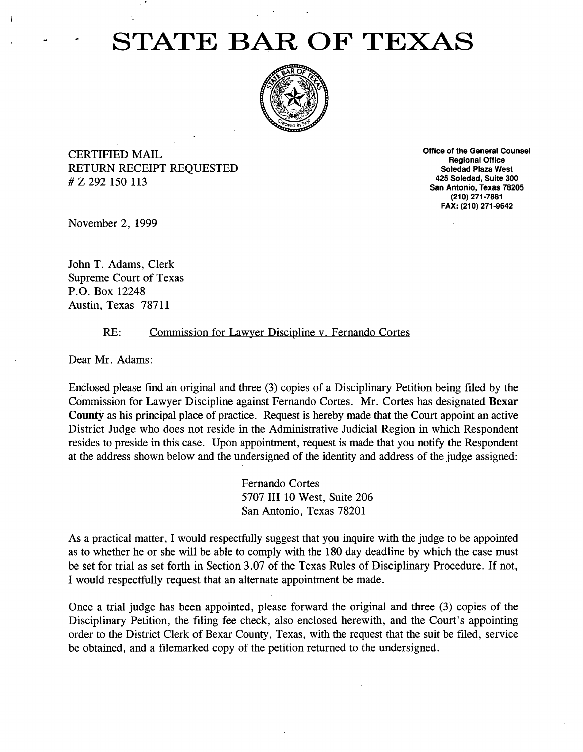# STATE BAR OF TEXAS

CERTIFIED MAIL
RETURN RECEIPT REQUESTED
# Z 292 150 113

**Office of the General Counsel**
**Regional Office**
**Soledad Plaza West**
**425 Soledad, Suite 300**
**San Antonio, Texas 78205**
**(210) 271-7881**
**FAX: (210) 271-9642**

November 2, 1999

John T. Adams, Clerk
Supreme Court of Texas
P.O. Box 12248
Austin, Texas 78711

RE: Commission for Lawyer Discipline v. Fernando Cortes

Dear Mr. Adams:

Enclosed please find an original and three (3) copies of a Disciplinary Petition being filed by the Commission for Lawyer Discipline against Fernando Cortes. Mr. Cortes has designated **Bexar County** as his principal place of practice. Request is hereby made that the Court appoint an active District Judge who does not reside in the Administrative Judicial Region in which Respondent resides to preside in this case. Upon appointment, request is made that you notify the Respondent at the address shown below and the undersigned of the identity and address of the judge assigned:

Fernando Cortes
5707 IH 10 West, Suite 206
San Antonio, Texas 78201

As a practical matter, I would respectfully suggest that you inquire with the judge to be appointed as to whether he or she will be able to comply with the 180 day deadline by which the case must be set for trial as set forth in Section 3.07 of the Texas Rules of Disciplinary Procedure. If not, I would respectfully request that an alternate appointment be made.

Once a trial judge has been appointed, please forward the original and three (3) copies of the Disciplinary Petition, the filing fee check, also enclosed herewith, and the Court's appointing order to the District Clerk of Bexar County, Texas, with the request that the suit be filed, service be obtained, and a filemarked copy of the petition returned to the undersigned.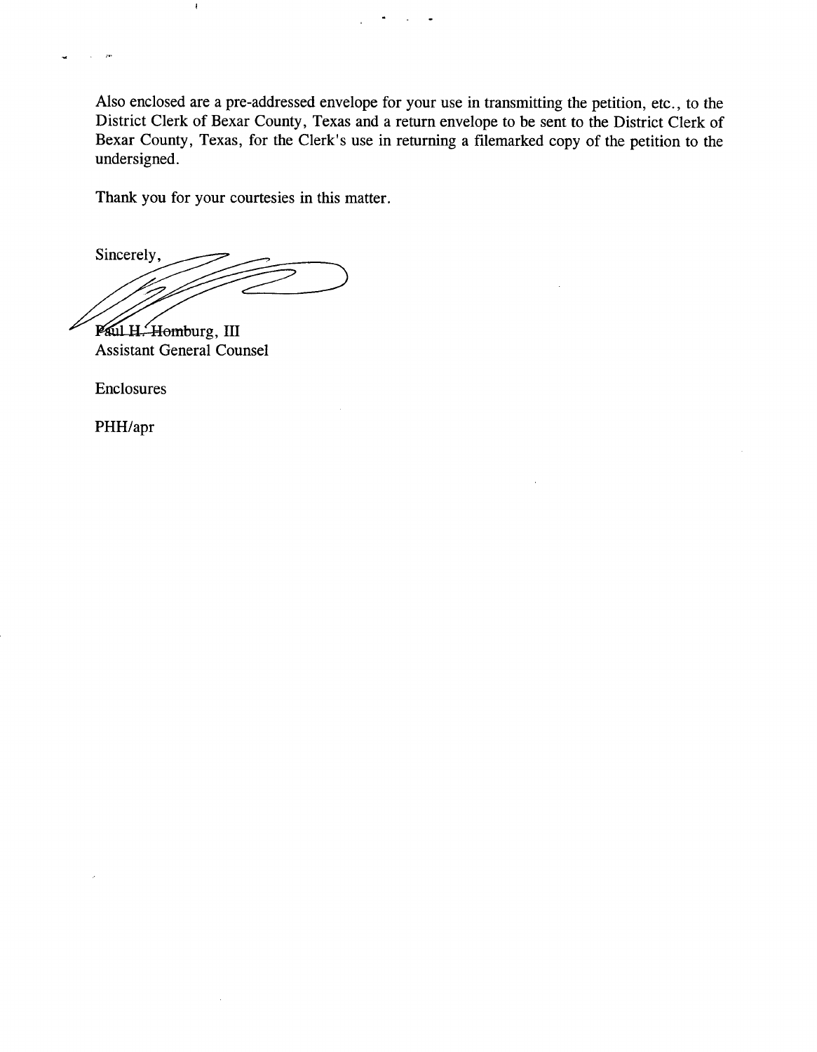Also enclosed are a pre-addressed envelope for your use in transmitting the petition, etc., to the District Clerk of Bexar County, Texas and a return envelope to be sent to the District Clerk of Bexar County, Texas, for the Clerk's use in returning a filemarked copy of the petition to the undersigned.

Thank you for your courtesies in this matter.

Sincerely,

Paul H. Homburg, III
Assistant General Counsel

Enclosures

PHH/apr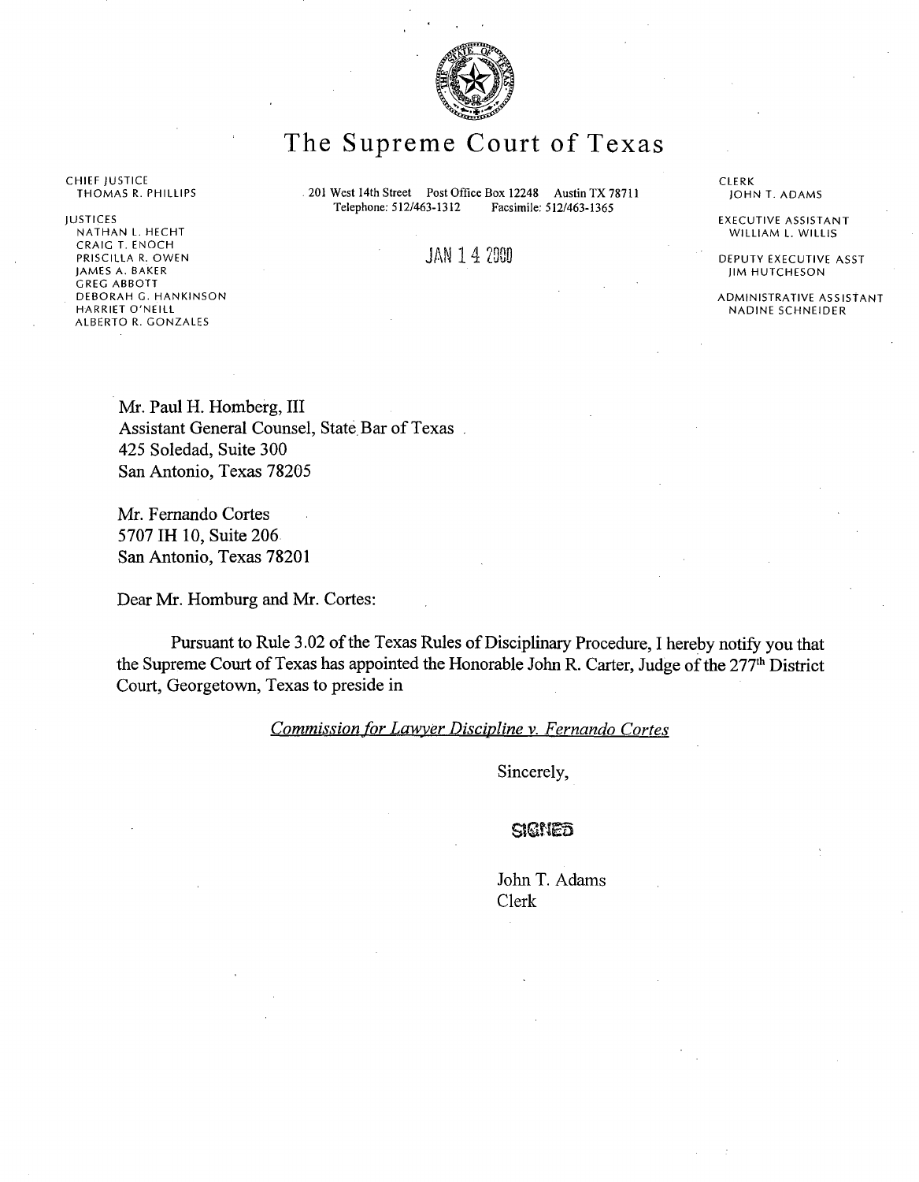# The Supreme Court of Texas

CHIEF JUSTICE
THOMAS R. PHILLIPS

JUSTICES
NATHAN L. HECHT
CRAIG T. ENOCH
PRISCILLA R. OWEN
JAMES A. BAKER
GREG ABBOTT
DEBORAH G. HANKINSON
HARRIET O'NEILL
ALBERTO R. GONZALES

201 West 14th Street Post Office Box 12248 Austin TX 78711
Telephone: 512/463-1312 Facsimile: 512/463-1365

CLERK
JOHN T. ADAMS

EXECUTIVE ASSISTANT
WILLIAM L. WILLIS

DEPUTY EXECUTIVE ASST
JIM HUTCHESON

ADMINISTRATIVE ASSISTANT
NADINE SCHNEIDER

JAN 14 2000

Mr. Paul H. Homberg, III
Assistant General Counsel, State Bar of Texas
425 Soledad, Suite 300
San Antonio, Texas 78205

Mr. Fernando Cortes
5707 IH 10, Suite 206
San Antonio, Texas 78201

Dear Mr. Homburg and Mr. Cortes:

Pursuant to Rule 3.02 of the Texas Rules of Disciplinary Procedure, I hereby notify you that the Supreme Court of Texas has appointed the Honorable John R. Carter, Judge of the 277th District Court, Georgetown, Texas to preside in

*Commission for Lawyer Discipline v. Fernando Cortes*

Sincerely,

SIGNED

John T. Adams
Clerk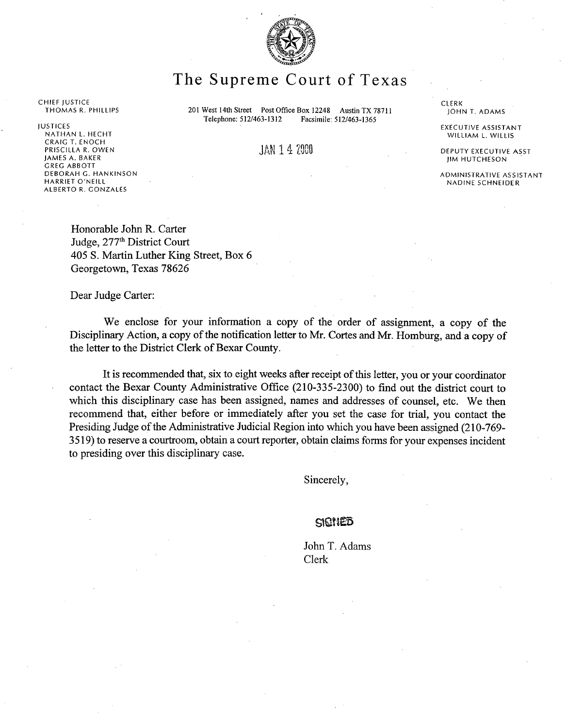# The Supreme Court of Texas

CHIEF JUSTICE
THOMAS R. PHILLIPS

JUSTICES
NATHAN L. HECHT
CRAIG T. ENOCH
PRISCILLA R. OWEN
JAMES A. BAKER
GREG ABBOTT
DEBORAH G. HANKINSON
HARRIET O'NEILL
ALBERTO R. GONZALES

201 West 14th Street Post Office Box 12248 Austin TX 78711
Telephone: 512/463-1312 Facsimile: 512/463-1365

CLERK
JOHN T. ADAMS

EXECUTIVE ASSISTANT
WILLIAM L. WILLIS

DEPUTY EXECUTIVE ASST
JIM HUTCHESON

ADMINISTRATIVE ASSISTANT
NADINE SCHNEIDER

JAN 14 2000

Honorable John R. Carter
Judge, 277th District Court
405 S. Martin Luther King Street, Box 6
Georgetown, Texas 78626

Dear Judge Carter:

We enclose for your information a copy of the order of assignment, a copy of the Disciplinary Action, a copy of the notification letter to Mr. Cortes and Mr. Homburg, and a copy of the letter to the District Clerk of Bexar County.

It is recommended that, six to eight weeks after receipt of this letter, you or your coordinator contact the Bexar County Administrative Office (210-335-2300) to find out the district court to which this disciplinary case has been assigned, names and addresses of counsel, etc. We then recommend that, either before or immediately after you set the case for trial, you contact the Presiding Judge of the Administrative Judicial Region into which you have been assigned (210-769-3519) to reserve a courtroom, obtain a court reporter, obtain claims forms for your expenses incident to presiding over this disciplinary case.

Sincerely,

SIGNED

John T. Adams
Clerk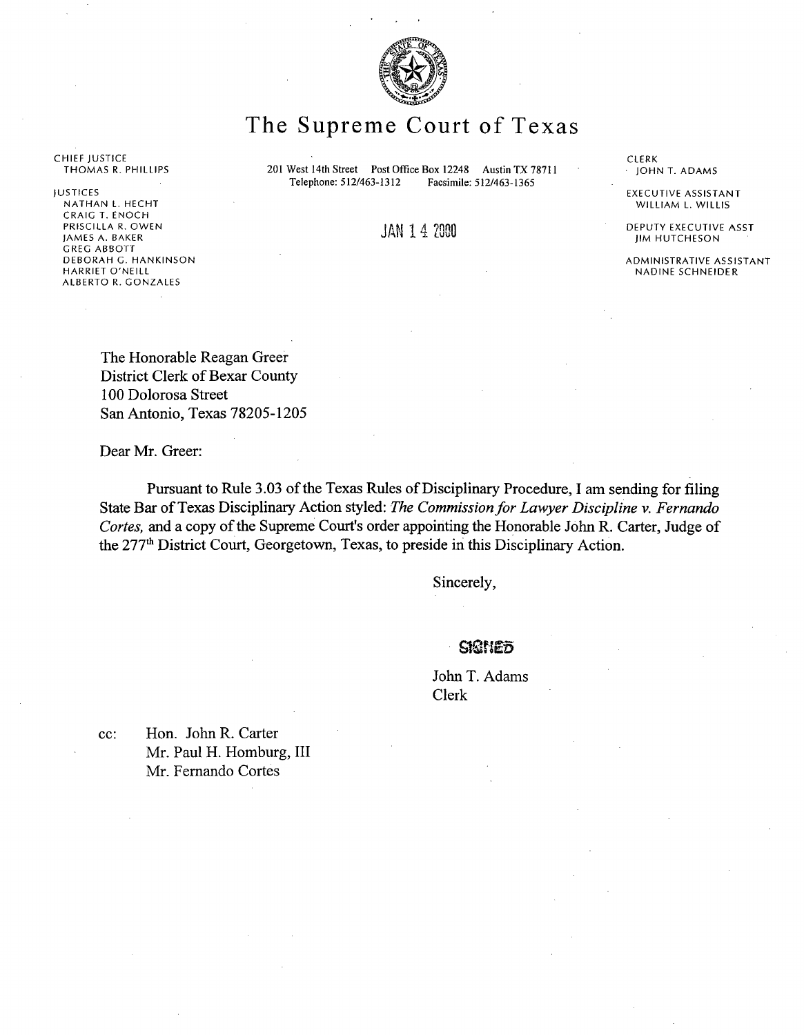# The Supreme Court of Texas

CHIEF JUSTICE
THOMAS R. PHILLIPS

JUSTICES
NATHAN L. HECHT
CRAIG T. ENOCH
PRISCILLA R. OWEN
JAMES A. BAKER
GREG ABBOTT
DEBORAH G. HANKINSON
HARRIET O'NEILL
ALBERTO R. GONZALES

201 West 14th Street Post Office Box 12248 Austin TX 78711
Telephone: 512/463-1312 Facsimile: 512/463-1365

CLERK
JOHN T. ADAMS

EXECUTIVE ASSISTANT
WILLIAM L. WILLIS

DEPUTY EXECUTIVE ASST
JIM HUTCHESON

ADMINISTRATIVE ASSISTANT
NADINE SCHNEIDER

JAN 14 2000

The Honorable Reagan Greer
District Clerk of Bexar County
100 Dolorosa Street
San Antonio, Texas 78205-1205

Dear Mr. Greer:

Pursuant to Rule 3.03 of the Texas Rules of Disciplinary Procedure, I am sending for filing State Bar of Texas Disciplinary Action styled: *The Commission for Lawyer Discipline v. Fernando Cortes,* and a copy of the Supreme Court's order appointing the Honorable John R. Carter, Judge of the 277th District Court, Georgetown, Texas, to preside in this Disciplinary Action.

Sincerely,

SIGNED

John T. Adams
Clerk

cc: Hon. John R. Carter
Mr. Paul H. Homburg, III
Mr. Fernando Cortes